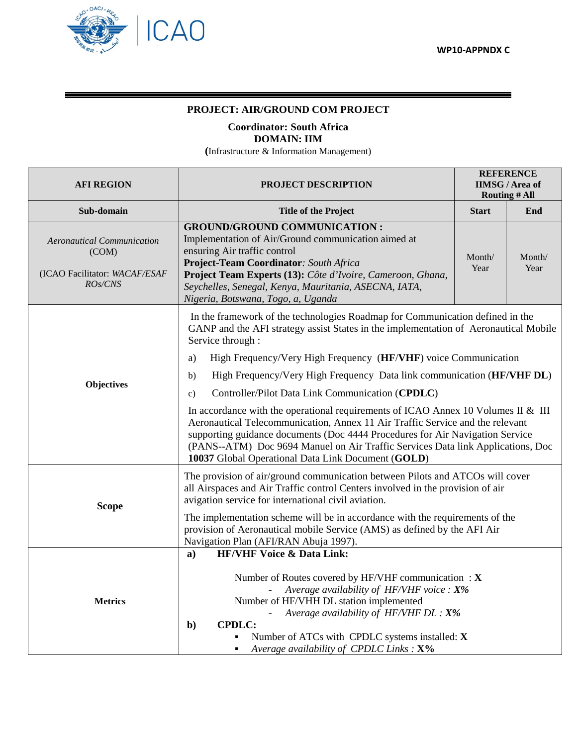WP10-APPNDX C

**PROJECT: AIR/GROUND COM PROJECT**

**Coordinator: South Africa**
**DOMAIN: IIM**
**(**Infrastructure & Information Management)

| AFI REGION | PROJECT DESCRIPTION | REFERENCE IIMSG / Area of Routing # All | |
|---|---|---|---|
| **Sub-domain** | **Title of the Project** | **Start** | **End** |
| *Aeronautical Communication* (COM)<br><br>(ICAO Facilitator: *WACAF/ESAF ROs/CNS* | **GROUND/GROUND COMMUNICATION :** Implementation of Air/Ground communication aimed at ensuring Air traffic control<br>**Project-Team Coordinator***: South Africa*<br>**Project Team Experts (13):** *Côte d'Ivoire, Cameroon, Ghana, Seychelles, Senegal, Kenya, Mauritania, ASECNA, IATA, Nigeria, Botswana, Togo, a, Uganda* | Month/ Year | Month/ Year |
| **Objectives** | In the framework of the technologies Roadmap for Communication defined in the GANP and the AFI strategy assist States in the implementation of Aeronautical Mobile Service through :<br><br>a) High Frequency/Very High Frequency (**HF**/**VHF**) voice Communication<br>b) High Frequency/Very High Frequency Data link communication (**HF/VHF DL**)<br>c) Controller/Pilot Data Link Communication (**CPDLC**)<br><br>In accordance with the operational requirements of ICAO Annex 10 Volumes II & III Aeronautical Telecommunication, Annex 11 Air Traffic Service and the relevant supporting guidance documents (Doc 4444 Procedures for Air Navigation Service (PANS--ATM) Doc 9694 Manuel on Air Traffic Services Data link Applications, Doc **10037** Global Operational Data Link Document (**GOLD**) | | |
| **Scope** | The provision of air/ground communication between Pilots and ATCOs will cover all Airspaces and Air Traffic control Centers involved in the provision of air avigation service for international civil aviation.<br><br>The implementation scheme will be in accordance with the requirements of the provision of Aeronautical mobile Service (AMS) as defined by the AFI Air Navigation Plan (AFI/RAN Abuja 1997). | | |
| **Metrics** | **a) HF/VHF Voice & Data Link:**<br><br>Number of Routes covered by HF/VHF communication : **X**<br>- *Average availability of HF/VHF voice : **X%***<br>Number of HF/VHH DL station implemented<br>- *Average availability of HF/VHF DL : **X%***<br><br>**b) CPDLC:**<br>▪ Number of ATCs with CPDLC systems installed: **X**<br>▪ *Average availability of CPDLC Links :* **X%** | | |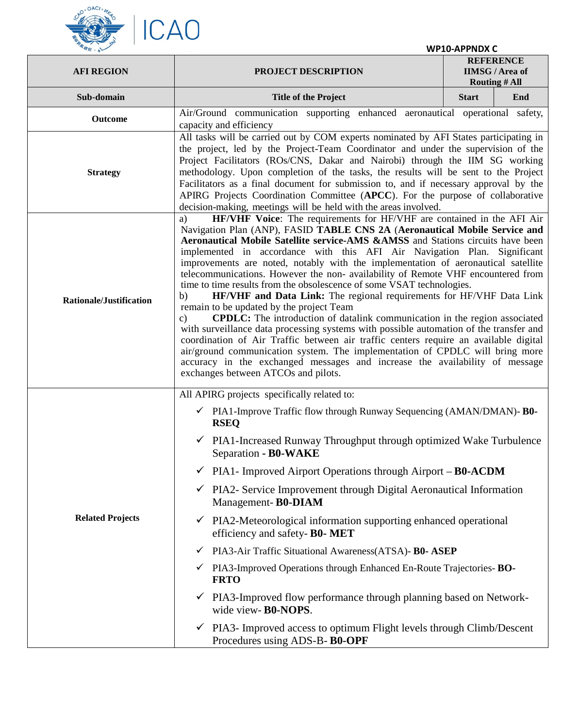WP10-APPNDX C

| AFI REGION | PROJECT DESCRIPTION | REFERENCE IIMSG / Area of Routing # All | |
|---|---|---|---|
| **Sub-domain** | **Title of the Project** | **Start** | **End** |
| **Outcome** | Air/Ground communication supporting enhanced aeronautical operational safety, capacity and efficiency | | |
| **Strategy** | All tasks will be carried out by COM experts nominated by AFI States participating in the project, led by the Project-Team Coordinator and under the supervision of the Project Facilitators (ROs/CNS, Dakar and Nairobi) through the IIM SG working methodology. Upon completion of the tasks, the results will be sent to the Project Facilitators as a final document for submission to, and if necessary approval by the APIRG Projects Coordination Committee (**APCC**). For the purpose of collaborative decision-making, meetings will be held with the areas involved. | | |
| **Rationale/Justification** | a) **HF/VHF Voice**: The requirements for HF/VHF are contained in the AFI Air Navigation Plan (ANP), FASID **TABLE CNS 2A** (**Aeronautical Mobile Service and Aeronautical Mobile Satellite service-AMS &AMSS** and Stations circuits have been implemented in accordance with this AFI Air Navigation Plan. Significant improvements are noted, notably with the implementation of aeronautical satellite telecommunications. However the non- availability of Remote VHF encountered from time to time results from the obsolescence of some VSAT technologies.<br>b) **HF/VHF and Data Link:** The regional requirements for HF/VHF Data Link remain to be updated by the project Team<br>c) **CPDLC:** The introduction of datalink communication in the region associated with surveillance data processing systems with possible automation of the transfer and coordination of Air Traffic between air traffic centers require an available digital air/ground communication system. The implementation of CPDLC will bring more accuracy in the exchanged messages and increase the availability of message exchanges between ATCOs and pilots. | | |
| **Related Projects** | All APIRG projects specifically related to:<br>✓ PIA1-Improve Traffic flow through Runway Sequencing (AMAN/DMAN)- **B0-RSEQ**<br>✓ PIA1-Increased Runway Throughput through optimized Wake Turbulence Separation **- B0-WAKE**<br>✓ PIA1- Improved Airport Operations through Airport – **B0-ACDM**<br>✓ PIA2- Service Improvement through Digital Aeronautical Information Management- **B0-DIAM**<br>✓ PIA2-Meteorological information supporting enhanced operational efficiency and safety- **B0- MET**<br>✓ PIA3-Air Traffic Situational Awareness(ATSA)- **B0- ASEP**<br>✓ PIA3-Improved Operations through Enhanced En-Route Trajectories- **BO-FRTO**<br>✓ PIA3-Improved flow performance through planning based on Network-wide view- **B0-NOPS**.<br>✓ PIA3- Improved access to optimum Flight levels through Climb/Descent Procedures using ADS-B- **B0-OPF** | | |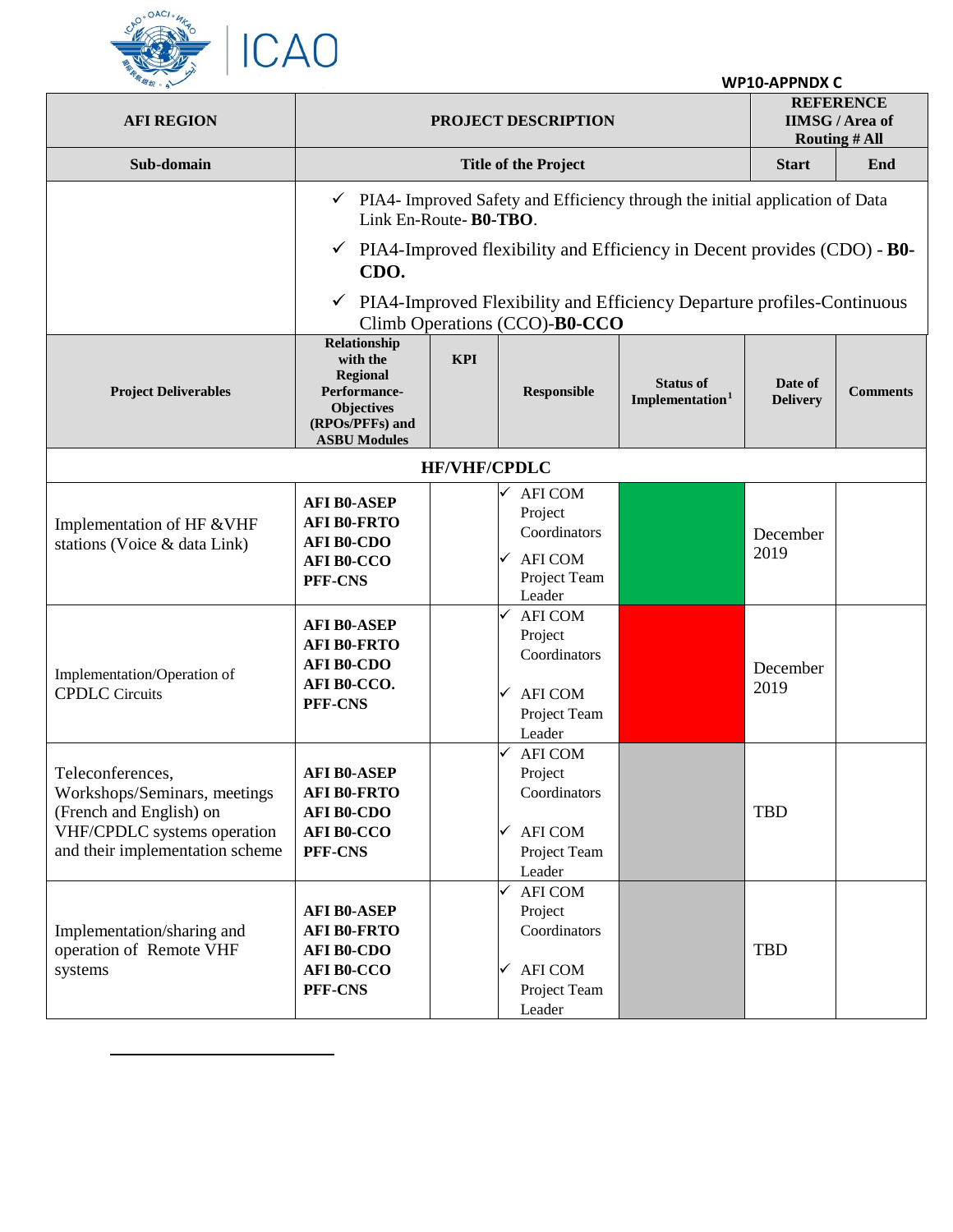WP10-APPNDX C

| AFI REGION | PROJECT DESCRIPTION | | | | REFERENCE IIMSG / Area of Routing # All | |
|---|---|---|---|---|---|---|
| **Sub-domain** | **Title of the Project** | | | | **Start** | **End** |
| | ✓ PIA4- Improved Safety and Efficiency through the initial application of Data Link En-Route- **B0-TBO**.<br>✓ PIA4-Improved flexibility and Efficiency in Decent provides (CDO) - **B0-CDO.**<br>✓ PIA4-Improved Flexibility and Efficiency Departure profiles-Continuous Climb Operations (CCO)-**B0-CCO** | | | | | |
| **Project Deliverables** | **Relationship with the Regional Performance-Objectives (RPOs/PFFs) and ASBU Modules** | **KPI** | **Responsible** | **Status of Implementation**[1] | **Date of Delivery** | **Comments** |
| **HF/VHF/CPDLC** | | | | | | |
| Implementation of HF &VHF stations (Voice & data Link) | **AFI B0-ASEP**<br>**AFI B0-FRTO**<br>**AFI B0-CDO**<br>**AFI B0-CCO**<br>**PFF-CNS** | | ✓ AFI COM Project Coordinators<br>✓ AFI COM Project Team Leader | | December 2019 | |
| Implementation/Operation of CPDLC Circuits | **AFI B0-ASEP**<br>**AFI B0-FRTO**<br>**AFI B0-CDO**<br>**AFI B0-CCO.**<br>**PFF-CNS** | | ✓ AFI COM Project Coordinators<br>✓ AFI COM Project Team Leader | | December 2019 | |
| Teleconferences, Workshops/Seminars, meetings (French and English) on VHF/CPDLC systems operation and their implementation scheme | **AFI B0-ASEP**<br>**AFI B0-FRTO**<br>**AFI B0-CDO**<br>**AFI B0-CCO**<br>**PFF-CNS** | | ✓ AFI COM Project Coordinators<br>✓ AFI COM Project Team Leader | | TBD | |
| Implementation/sharing and operation of Remote VHF systems | **AFI B0-ASEP**<br>**AFI B0-FRTO**<br>**AFI B0-CDO**<br>**AFI B0-CCO**<br>**PFF-CNS** | | ✓ AFI COM Project Coordinators<br>✓ AFI COM Project Team Leader | | TBD | |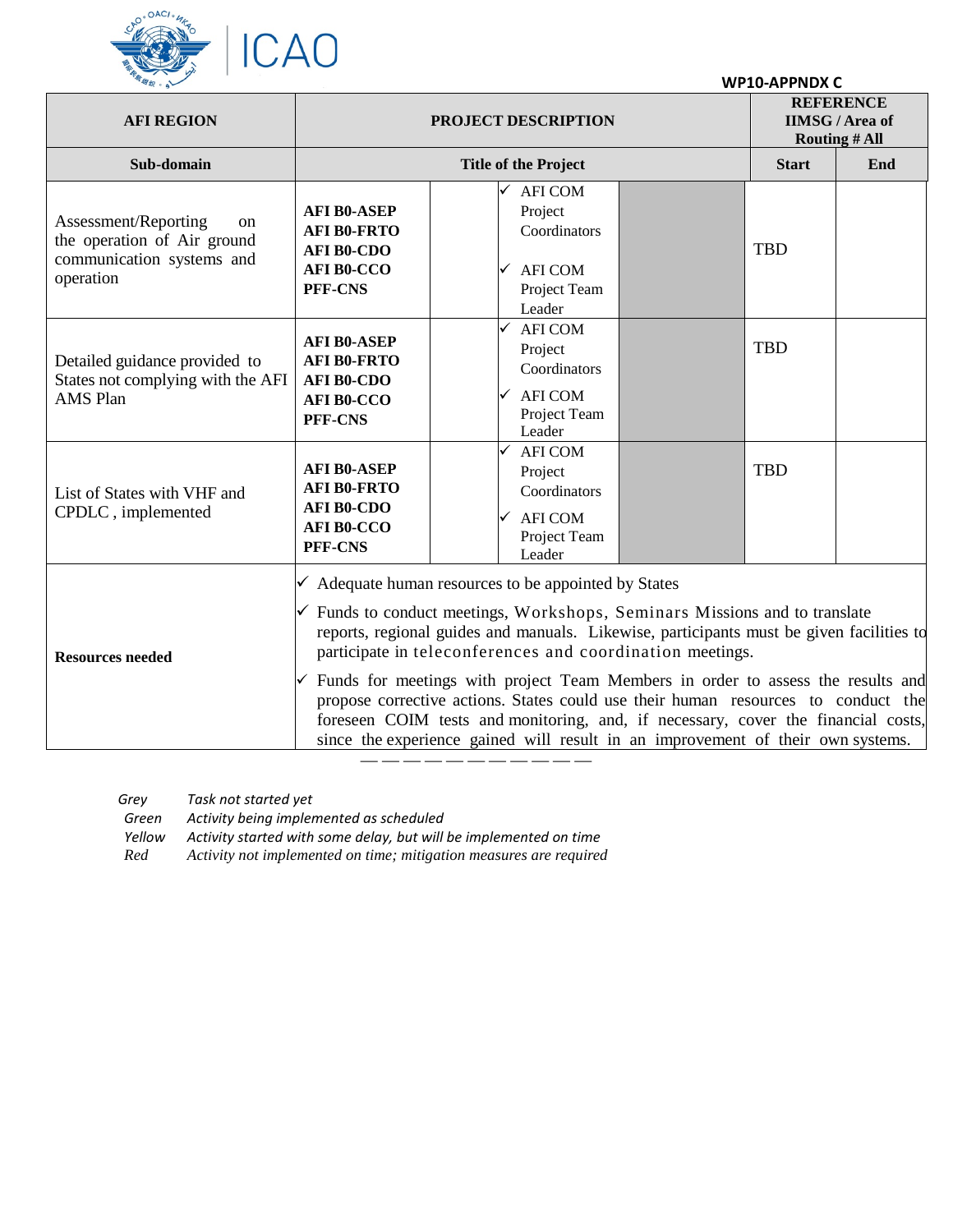WP10-APPNDX C

| AFI REGION | PROJECT DESCRIPTION | | | | REFERENCE IIMSG / Area of Routing # All | |
|---|---|---|---|---|---|---|
| **Sub-domain** | **Title of the Project** | | | | **Start** | **End** |
| Assessment/Reporting on the operation of Air ground communication systems and operation | **AFI B0-ASEP**<br>**AFI B0-FRTO**<br>**AFI B0-CDO**<br>**AFI B0-CCO**<br>**PFF-CNS** | | ✓ AFI COM Project Coordinators<br>✓ AFI COM Project Team Leader | | TBD | |
| Detailed guidance provided to States not complying with the AFI AMS Plan | **AFI B0-ASEP**<br>**AFI B0-FRTO**<br>**AFI B0-CDO**<br>**AFI B0-CCO**<br>**PFF-CNS** | | ✓ AFI COM Project Coordinators<br>✓ AFI COM Project Team Leader | | TBD | |
| List of States with VHF and CPDLC , implemented | **AFI B0-ASEP**<br>**AFI B0-FRTO**<br>**AFI B0-CDO**<br>**AFI B0-CCO**<br>**PFF-CNS** | | ✓ AFI COM Project Coordinators<br>✓ AFI COM Project Team Leader | | TBD | |
| **Resources needed** | ✓ Adequate human resources to be appointed by States<br>✓ Funds to conduct meetings, Workshops, Seminars Missions and to translate reports, regional guides and manuals. Likewise, participants must be given facilities to participate in teleconferences and coordination meetings.<br>✓ Funds for meetings with project Team Members in order to assess the results and propose corrective actions. States could use their human resources to conduct the foreseen COIM tests and monitoring, and, if necessary, cover the financial costs, since the experience gained will result in an improvement of their own systems. | | | | | |

— — — — — — — — — — —

| | |
|---|---|
| *Grey* | *Task not started yet* |
| *Green* | *Activity being implemented as scheduled* |
| *Yellow* | *Activity started with some delay, but will be implemented on time* |
| *Red* | *Activity not implemented on time; mitigation measures are required* |